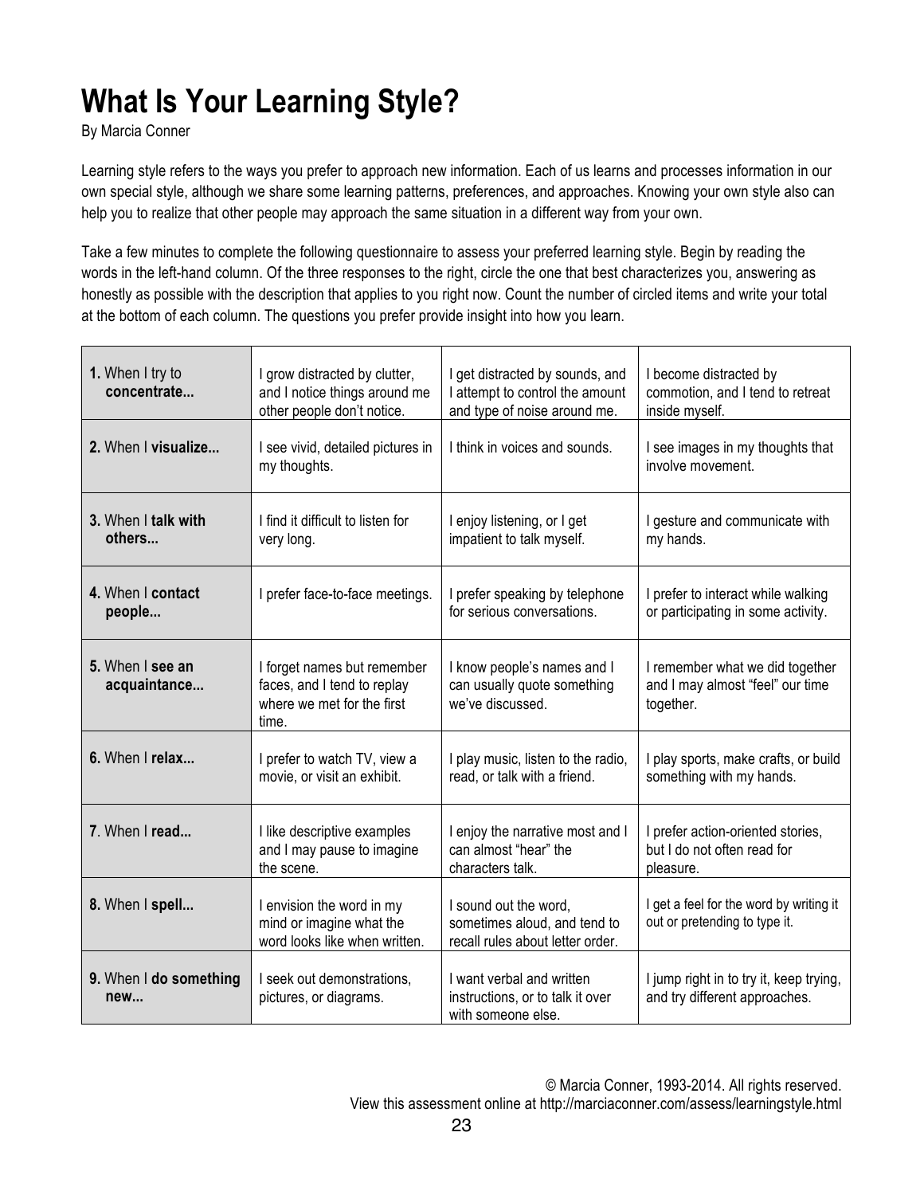# What Is Your Learning Style?

By Marcia Conner

Learning style refers to the ways you prefer to approach new information. Each of us learns and processes information in our own special style, although we share some learning patterns, preferences, and approaches. Knowing your own style also can help you to realize that other people may approach the same situation in a different way from your own.

Take a few minutes to complete the following questionnaire to assess your preferred learning style. Begin by reading the words in the left-hand column. Of the three responses to the right, circle the one that best characterizes you, answering as honestly as possible with the description that applies to you right now. Count the number of circled items and write your total at the bottom of each column. The questions you prefer provide insight into how you learn.

| | | | |
|---|---|---|---|
| **1.** When I try to **concentrate...** | I grow distracted by clutter, and I notice things around me other people don't notice. | I get distracted by sounds, and I attempt to control the amount and type of noise around me. | I become distracted by commotion, and I tend to retreat inside myself. |
| **2.** When I **visualize...** | I see vivid, detailed pictures in my thoughts. | I think in voices and sounds. | I see images in my thoughts that involve movement. |
| **3.** When I **talk with others...** | I find it difficult to listen for very long. | I enjoy listening, or I get impatient to talk myself. | I gesture and communicate with my hands. |
| **4.** When I **contact people...** | I prefer face-to-face meetings. | I prefer speaking by telephone for serious conversations. | I prefer to interact while walking or participating in some activity. |
| **5.** When I **see an acquaintance...** | I forget names but remember faces, and I tend to replay where we met for the first time. | I know people's names and I can usually quote something we've discussed. | I remember what we did together and I may almost "feel" our time together. |
| **6.** When I **relax...** | I prefer to watch TV, view a movie, or visit an exhibit. | I play music, listen to the radio, read, or talk with a friend. | I play sports, make crafts, or build something with my hands. |
| **7**. When I **read...** | I like descriptive examples and I may pause to imagine the scene. | I enjoy the narrative most and I can almost "hear" the characters talk. | I prefer action-oriented stories, but I do not often read for pleasure. |
| **8.** When I **spell...** | I envision the word in my mind or imagine what the word looks like when written. | I sound out the word, sometimes aloud, and tend to recall rules about letter order. | I get a feel for the word by writing it out or pretending to type it. |
| **9.** When I **do something new...** | I seek out demonstrations, pictures, or diagrams. | I want verbal and written instructions, or to talk it over with someone else. | I jump right in to try it, keep trying, and try different approaches. |

© Marcia Conner, 1993-2014. All rights reserved.
View this assessment online at http://marciaconner.com/assess/learningstyle.html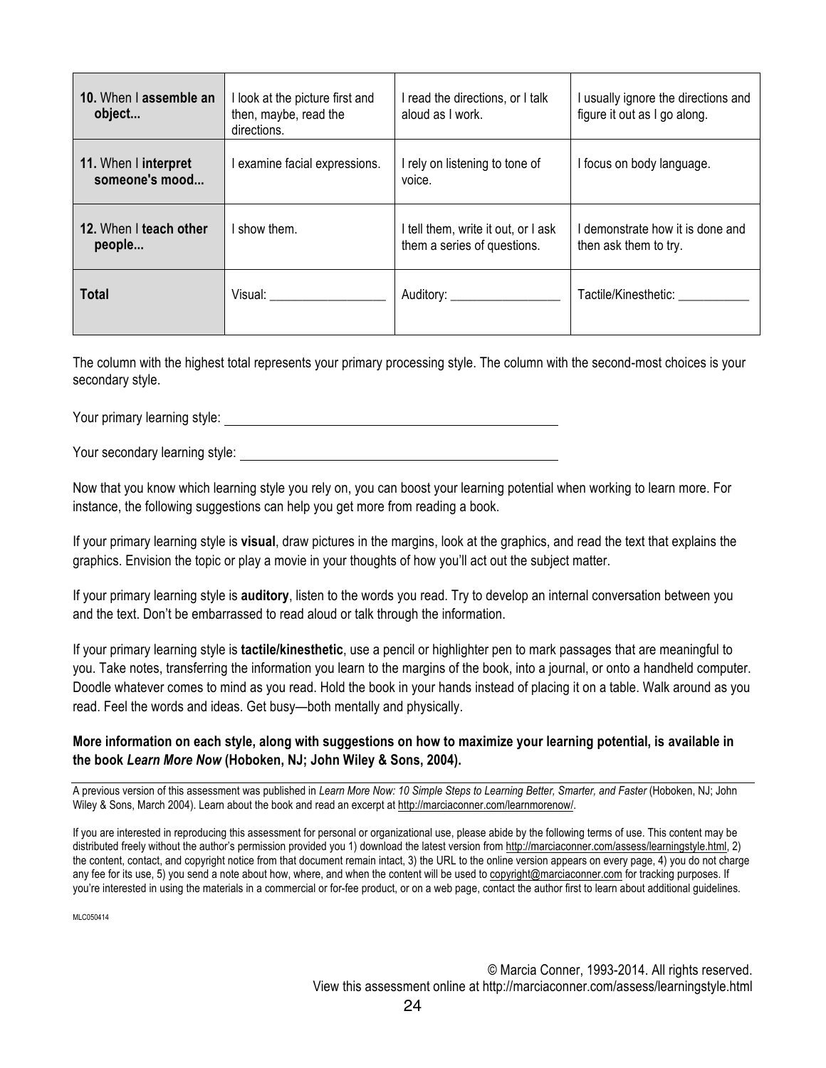| | | | |
|---|---|---|---|
| **10.** When I **assemble an object...** | I look at the picture first and then, maybe, read the directions. | I read the directions, or I talk aloud as I work. | I usually ignore the directions and figure it out as I go along. |
| **11.** When I **interpret someone's mood...** | I examine facial expressions. | I rely on listening to tone of voice. | I focus on body language. |
| **12.** When I **teach other people...** | I show them. | I tell them, write it out, or I ask them a series of questions. | I demonstrate how it is done and then ask them to try. |
| **Total** | Visual: __________________ | Auditory: _________________ | Tactile/Kinesthetic: ___________ |

The column with the highest total represents your primary processing style. The column with the second-most choices is your secondary style.

Your primary learning style: ________________________________________________

Your secondary learning style: ______________________________________________

Now that you know which learning style you rely on, you can boost your learning potential when working to learn more. For instance, the following suggestions can help you get more from reading a book.

If your primary learning style is **visual**, draw pictures in the margins, look at the graphics, and read the text that explains the graphics. Envision the topic or play a movie in your thoughts of how you'll act out the subject matter.

If your primary learning style is **auditory**, listen to the words you read. Try to develop an internal conversation between you and the text. Don't be embarrassed to read aloud or talk through the information.

If your primary learning style is **tactile/kinesthetic**, use a pencil or highlighter pen to mark passages that are meaningful to you. Take notes, transferring the information you learn to the margins of the book, into a journal, or onto a handheld computer. Doodle whatever comes to mind as you read. Hold the book in your hands instead of placing it on a table. Walk around as you read. Feel the words and ideas. Get busy—both mentally and physically.

**More information on each style, along with suggestions on how to maximize your learning potential, is available in the book *Learn More Now* (Hoboken, NJ; John Wiley & Sons, 2004).**

---

A previous version of this assessment was published in *Learn More Now: 10 Simple Steps to Learning Better, Smarter, and Faster* (Hoboken, NJ; John Wiley & Sons, March 2004). Learn about the book and read an excerpt at http://marciaconner.com/learnmorenow/.

If you are interested in reproducing this assessment for personal or organizational use, please abide by the following terms of use. This content may be distributed freely without the author's permission provided you 1) download the latest version from http://marciaconner.com/assess/learningstyle.html, 2) the content, contact, and copyright notice from that document remain intact, 3) the URL to the online version appears on every page, 4) you do not charge any fee for its use, 5) you send a note about how, where, and when the content will be used to copyright@marciaconner.com for tracking purposes. If you're interested in using the materials in a commercial or for-fee product, or on a web page, contact the author first to learn about additional guidelines.

MLC050414

© Marcia Conner, 1993-2014. All rights reserved.
View this assessment online at http://marciaconner.com/assess/learningstyle.html